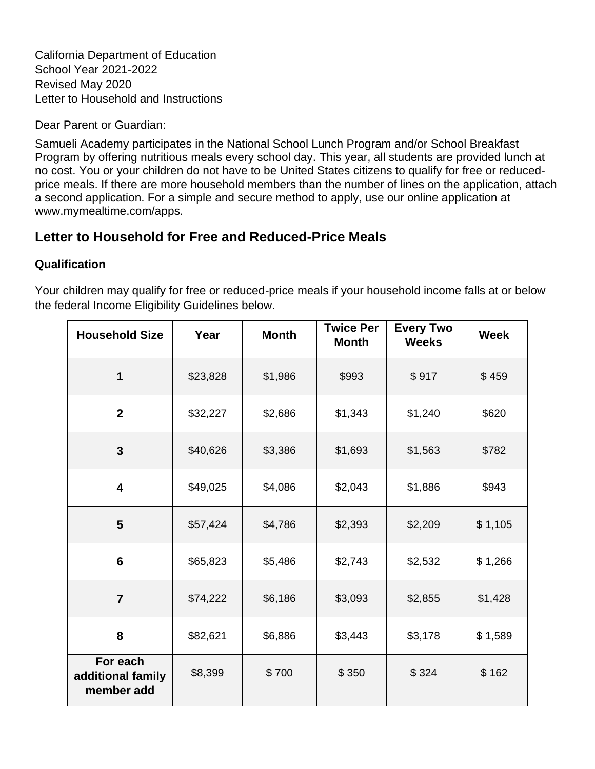California Department of Education
School Year 2021-2022
Revised May 2020
Letter to Household and Instructions

Dear Parent or Guardian:

Samueli Academy participates in the National School Lunch Program and/or School Breakfast Program by offering nutritious meals every school day. This year, all students are provided lunch at no cost. You or your children do not have to be United States citizens to qualify for free or reduced-price meals. If there are more household members than the number of lines on the application, attach a second application. For a simple and secure method to apply, use our online application at www.mymealtime.com/apps.

## Letter to Household for Free and Reduced-Price Meals

### Qualification

Your children may qualify for free or reduced-price meals if your household income falls at or below the federal Income Eligibility Guidelines below.

| Household Size | Year | Month | Twice Per Month | Every Two Weeks | Week |
|---|---|---|---|---|---|
| **1** | $23,828 | $1,986 | $993 | $ 917 | $ 459 |
| **2** | $32,227 | $2,686 | $1,343 | $1,240 | $620 |
| **3** | $40,626 | $3,386 | $1,693 | $1,563 | $782 |
| **4** | $49,025 | $4,086 | $2,043 | $1,886 | $943 |
| **5** | $57,424 | $4,786 | $2,393 | $2,209 | $ 1,105 |
| **6** | $65,823 | $5,486 | $2,743 | $2,532 | $ 1,266 |
| **7** | $74,222 | $6,186 | $3,093 | $2,855 | $1,428 |
| **8** | $82,621 | $6,886 | $3,443 | $3,178 | $ 1,589 |
| **For each additional family member add** | $8,399 | $ 700 | $ 350 | $ 324 | $ 162 |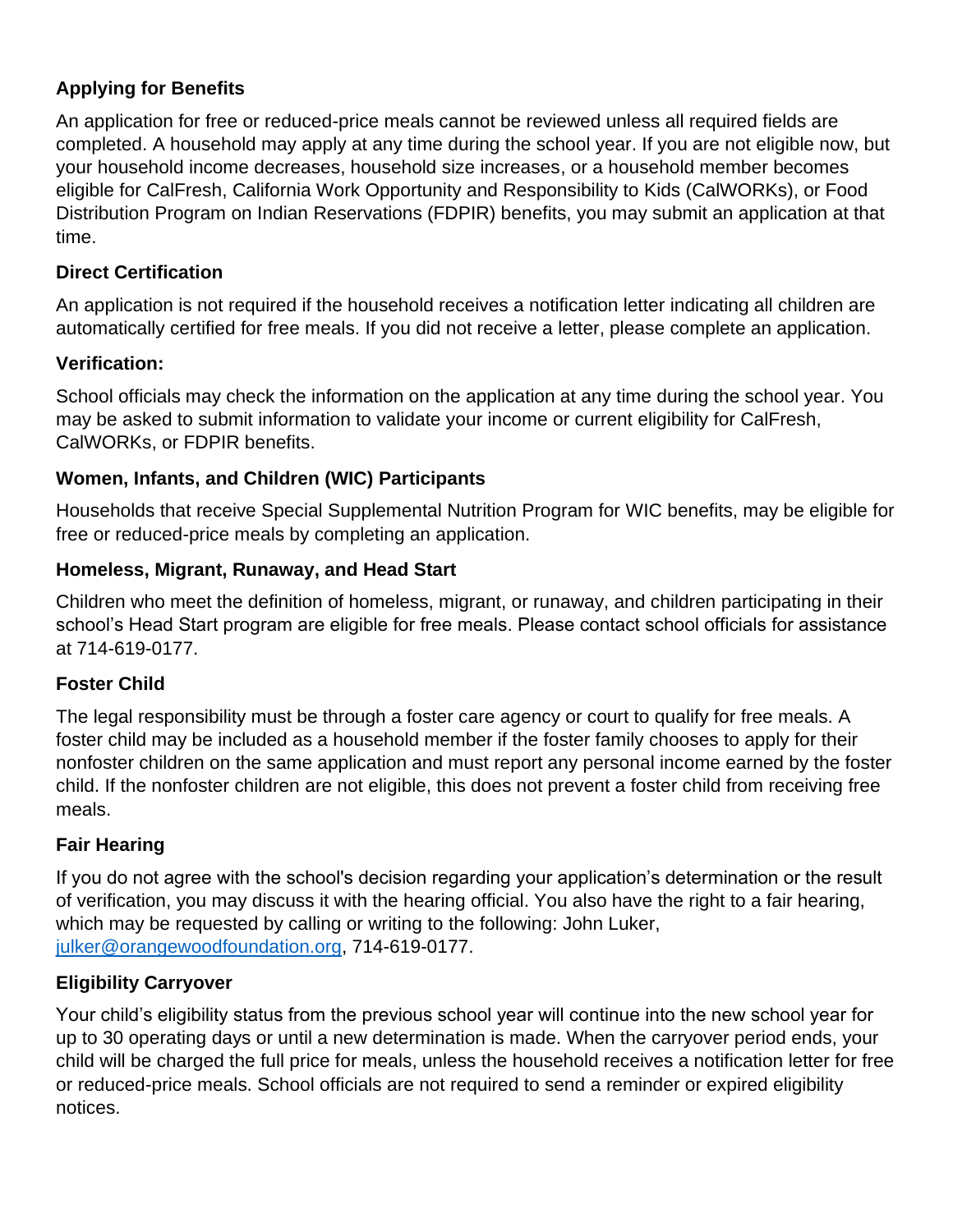**Applying for Benefits**

An application for free or reduced-price meals cannot be reviewed unless all required fields are completed. A household may apply at any time during the school year. If you are not eligible now, but your household income decreases, household size increases, or a household member becomes eligible for CalFresh, California Work Opportunity and Responsibility to Kids (CalWORKs), or Food Distribution Program on Indian Reservations (FDPIR) benefits, you may submit an application at that time.

**Direct Certification**

An application is not required if the household receives a notification letter indicating all children are automatically certified for free meals. If you did not receive a letter, please complete an application.

**Verification:**

School officials may check the information on the application at any time during the school year. You may be asked to submit information to validate your income or current eligibility for CalFresh, CalWORKs, or FDPIR benefits.

**Women, Infants, and Children (WIC) Participants**

Households that receive Special Supplemental Nutrition Program for WIC benefits, may be eligible for free or reduced-price meals by completing an application.

**Homeless, Migrant, Runaway, and Head Start**

Children who meet the definition of homeless, migrant, or runaway, and children participating in their school's Head Start program are eligible for free meals. Please contact school officials for assistance at 714-619-0177.

**Foster Child**

The legal responsibility must be through a foster care agency or court to qualify for free meals. A foster child may be included as a household member if the foster family chooses to apply for their nonfoster children on the same application and must report any personal income earned by the foster child. If the nonfoster children are not eligible, this does not prevent a foster child from receiving free meals.

**Fair Hearing**

If you do not agree with the school's decision regarding your application's determination or the result of verification, you may discuss it with the hearing official. You also have the right to a fair hearing, which may be requested by calling or writing to the following: John Luker, [julker@orangewoodfoundation.org](mailto:julker@orangewoodfoundation.org), 714-619-0177.

**Eligibility Carryover**

Your child's eligibility status from the previous school year will continue into the new school year for up to 30 operating days or until a new determination is made. When the carryover period ends, your child will be charged the full price for meals, unless the household receives a notification letter for free or reduced-price meals. School officials are not required to send a reminder or expired eligibility notices.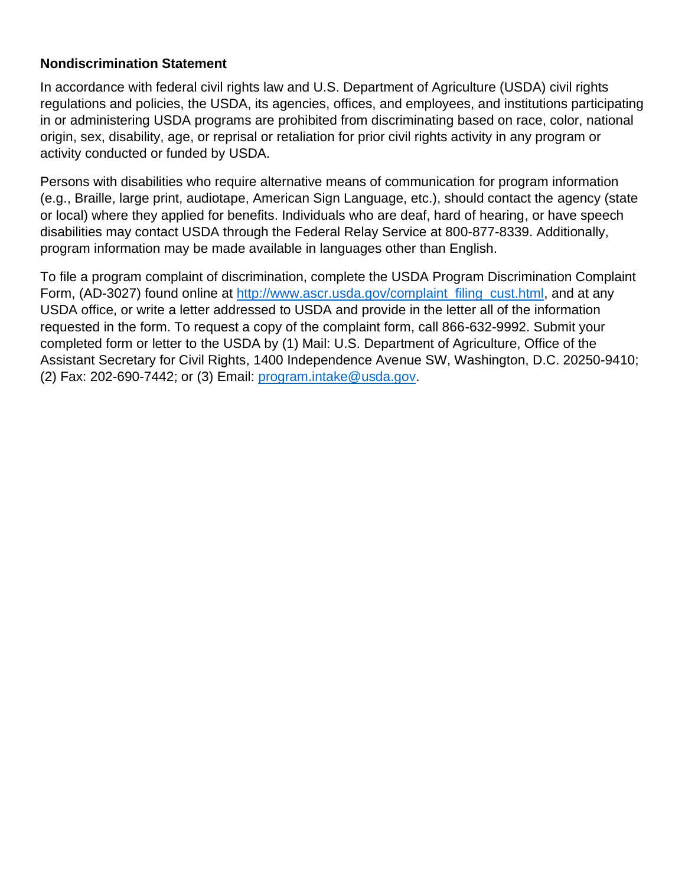**Nondiscrimination Statement**

In accordance with federal civil rights law and U.S. Department of Agriculture (USDA) civil rights regulations and policies, the USDA, its agencies, offices, and employees, and institutions participating in or administering USDA programs are prohibited from discriminating based on race, color, national origin, sex, disability, age, or reprisal or retaliation for prior civil rights activity in any program or activity conducted or funded by USDA.

Persons with disabilities who require alternative means of communication for program information (e.g., Braille, large print, audiotape, American Sign Language, etc.), should contact the agency (state or local) where they applied for benefits. Individuals who are deaf, hard of hearing, or have speech disabilities may contact USDA through the Federal Relay Service at 800-877-8339. Additionally, program information may be made available in languages other than English.

To file a program complaint of discrimination, complete the USDA Program Discrimination Complaint Form, (AD-3027) found online at [http://www.ascr.usda.gov/complaint_filing_cust.html](http://www.ascr.usda.gov/complaint_filing_cust.html), and at any USDA office, or write a letter addressed to USDA and provide in the letter all of the information requested in the form. To request a copy of the complaint form, call 866-632-9992. Submit your completed form or letter to the USDA by (1) Mail: U.S. Department of Agriculture, Office of the Assistant Secretary for Civil Rights, 1400 Independence Avenue SW, Washington, D.C. 20250-9410; (2) Fax: 202-690-7442; or (3) Email: [program.intake@usda.gov](mailto:program.intake@usda.gov).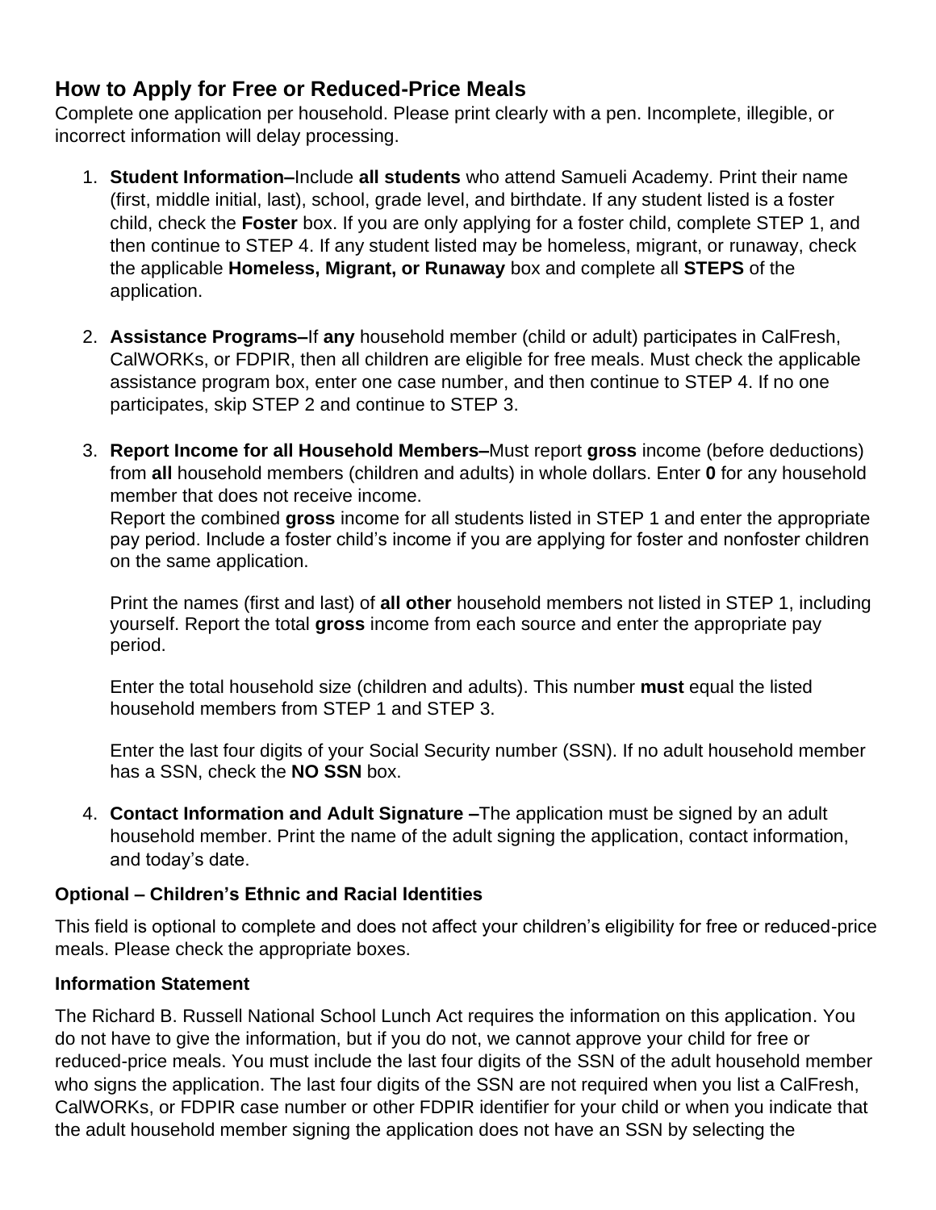## How to Apply for Free or Reduced-Price Meals

Complete one application per household. Please print clearly with a pen. Incomplete, illegible, or incorrect information will delay processing.

1. **Student Information–**Include **all students** who attend Samueli Academy. Print their name (first, middle initial, last), school, grade level, and birthdate. If any student listed is a foster child, check the **Foster** box. If you are only applying for a foster child, complete STEP 1, and then continue to STEP 4. If any student listed may be homeless, migrant, or runaway, check the applicable **Homeless, Migrant, or Runaway** box and complete all **STEPS** of the application.

2. **Assistance Programs–**If **any** household member (child or adult) participates in CalFresh, CalWORKs, or FDPIR, then all children are eligible for free meals. Must check the applicable assistance program box, enter one case number, and then continue to STEP 4. If no one participates, skip STEP 2 and continue to STEP 3.

3. **Report Income for all Household Members–**Must report **gross** income (before deductions) from **all** household members (children and adults) in whole dollars. Enter **0** for any household member that does not receive income.
   Report the combined **gross** income for all students listed in STEP 1 and enter the appropriate pay period. Include a foster child's income if you are applying for foster and nonfoster children on the same application.

   Print the names (first and last) of **all other** household members not listed in STEP 1, including yourself. Report the total **gross** income from each source and enter the appropriate pay period.

   Enter the total household size (children and adults). This number **must** equal the listed household members from STEP 1 and STEP 3.

   Enter the last four digits of your Social Security number (SSN). If no adult household member has a SSN, check the **NO SSN** box.

4. **Contact Information and Adult Signature –**The application must be signed by an adult household member. Print the name of the adult signing the application, contact information, and today's date.

**Optional – Children's Ethnic and Racial Identities**

This field is optional to complete and does not affect your children's eligibility for free or reduced-price meals. Please check the appropriate boxes.

**Information Statement**

The Richard B. Russell National School Lunch Act requires the information on this application. You do not have to give the information, but if you do not, we cannot approve your child for free or reduced-price meals. You must include the last four digits of the SSN of the adult household member who signs the application. The last four digits of the SSN are not required when you list a CalFresh, CalWORKs, or FDPIR case number or other FDPIR identifier for your child or when you indicate that the adult household member signing the application does not have an SSN by selecting the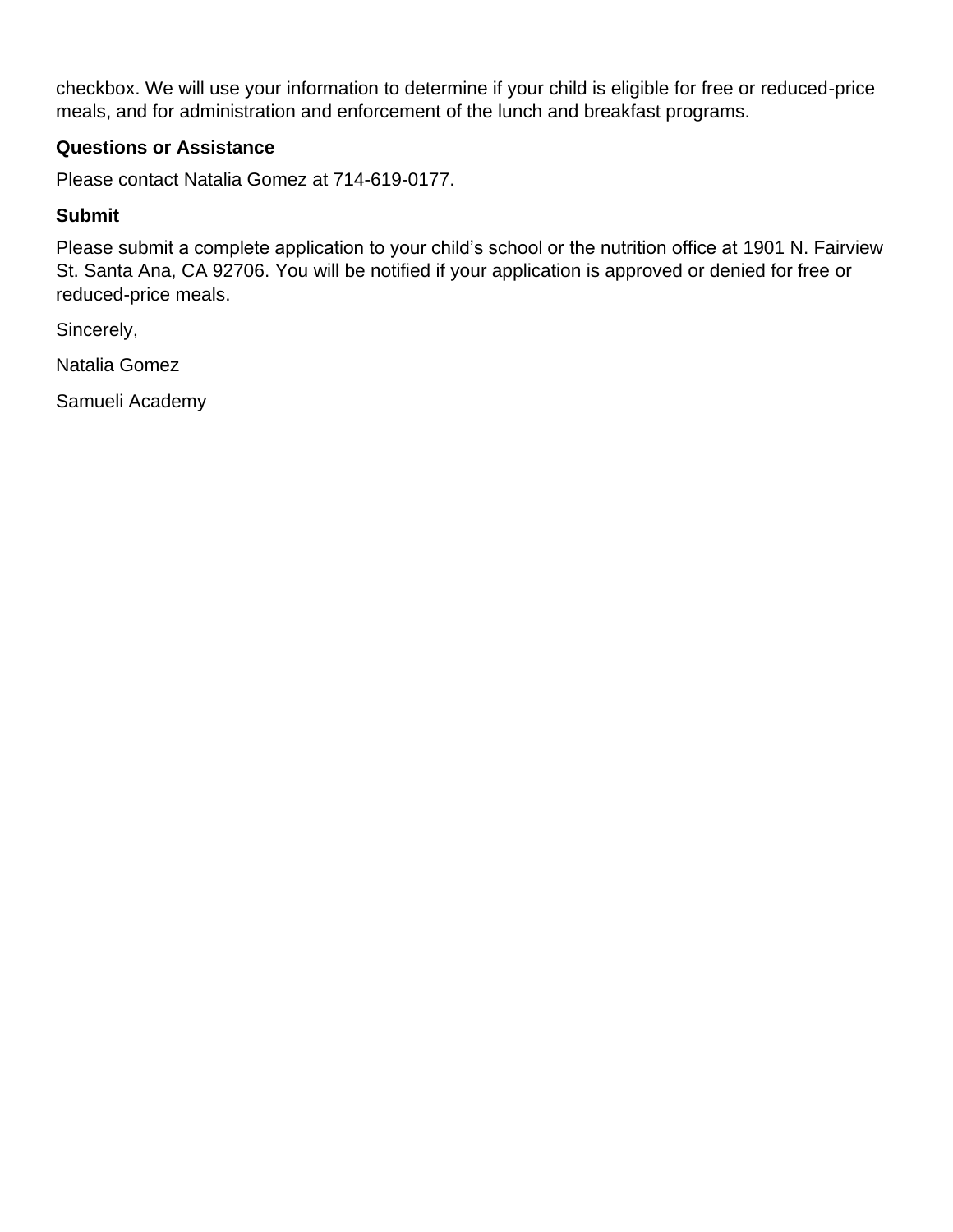checkbox. We will use your information to determine if your child is eligible for free or reduced-price meals, and for administration and enforcement of the lunch and breakfast programs.

**Questions or Assistance**

Please contact Natalia Gomez at 714-619-0177.

**Submit**

Please submit a complete application to your child's school or the nutrition office at 1901 N. Fairview St. Santa Ana, CA 92706. You will be notified if your application is approved or denied for free or reduced-price meals.

Sincerely,

Natalia Gomez

Samueli Academy